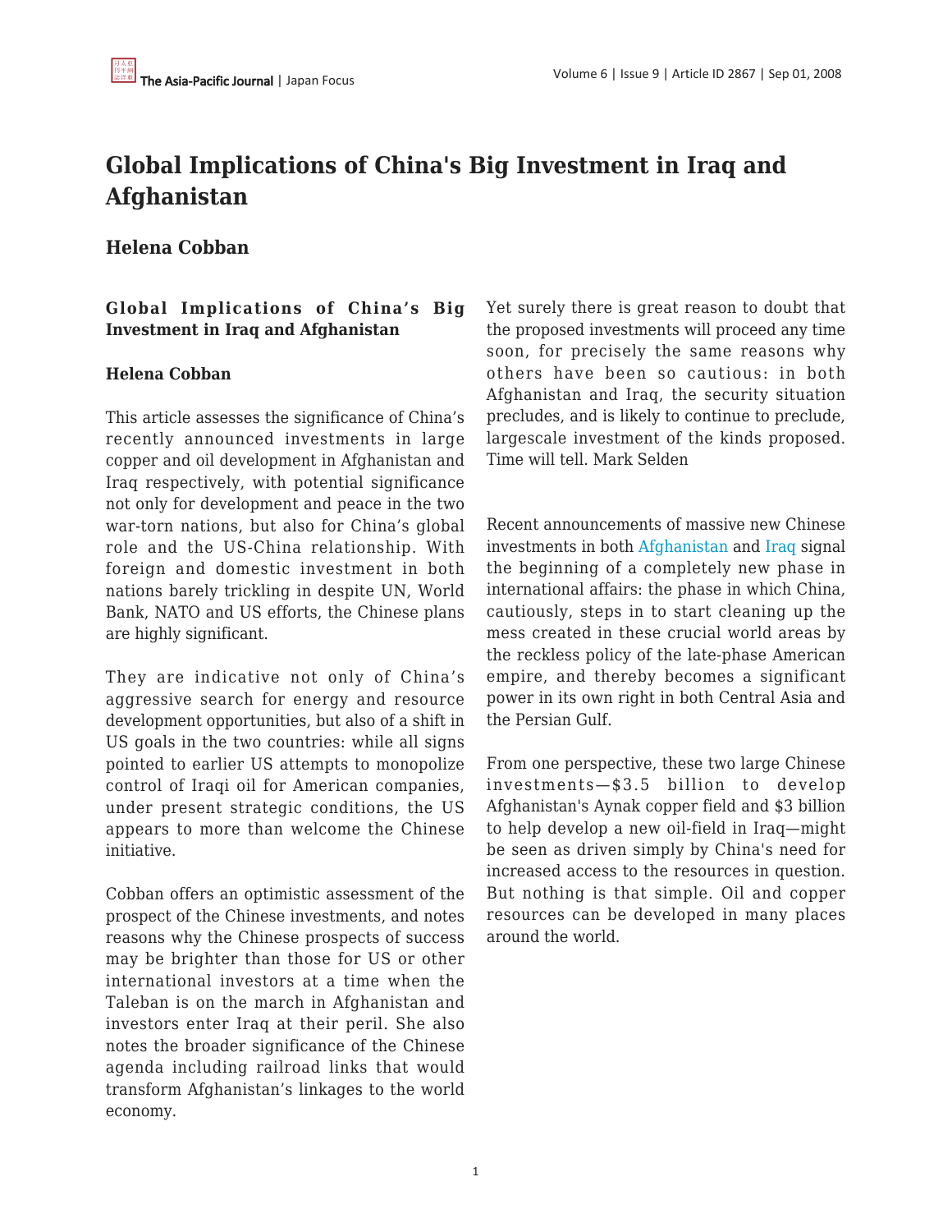# Global Implications of China's Big Investment in Iraq and Afghanistan

## Helena Cobban

### Global Implications of China's Big Investment in Iraq and Afghanistan

**Helena Cobban**

This article assesses the significance of China's recently announced investments in large copper and oil development in Afghanistan and Iraq respectively, with potential significance not only for development and peace in the two war-torn nations, but also for China's global role and the US-China relationship. With foreign and domestic investment in both nations barely trickling in despite UN, World Bank, NATO and US efforts, the Chinese plans are highly significant.

They are indicative not only of China's aggressive search for energy and resource development opportunities, but also of a shift in US goals in the two countries: while all signs pointed to earlier US attempts to monopolize control of Iraqi oil for American companies, under present strategic conditions, the US appears to more than welcome the Chinese initiative.

Cobban offers an optimistic assessment of the prospect of the Chinese investments, and notes reasons why the Chinese prospects of success may be brighter than those for US or other international investors at a time when the Taleban is on the march in Afghanistan and investors enter Iraq at their peril. She also notes the broader significance of the Chinese agenda including railroad links that would transform Afghanistan's linkages to the world economy.

Yet surely there is great reason to doubt that the proposed investments will proceed any time soon, for precisely the same reasons why others have been so cautious: in both Afghanistan and Iraq, the security situation precludes, and is likely to continue to preclude, largescale investment of the kinds proposed. Time will tell. Mark Selden

Recent announcements of massive new Chinese investments in both Afghanistan and Iraq signal the beginning of a completely new phase in international affairs: the phase in which China, cautiously, steps in to start cleaning up the mess created in these crucial world areas by the reckless policy of the late-phase American empire, and thereby becomes a significant power in its own right in both Central Asia and the Persian Gulf.

From one perspective, these two large Chinese investments—$3.5 billion to develop Afghanistan's Aynak copper field and $3 billion to help develop a new oil-field in Iraq—might be seen as driven simply by China's need for increased access to the resources in question. But nothing is that simple. Oil and copper resources can be developed in many places around the world.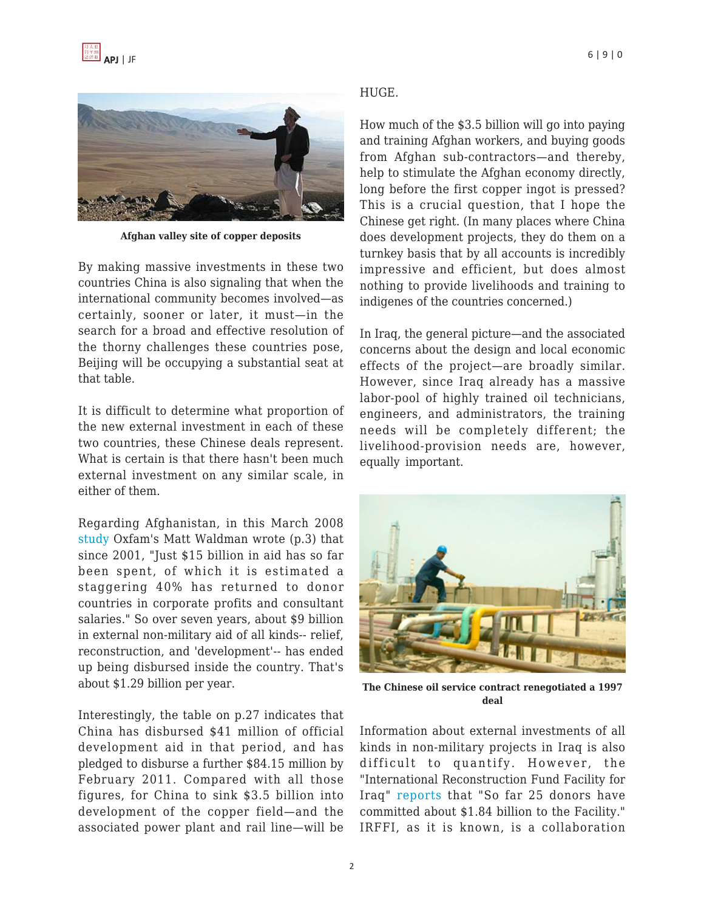Afghan valley site of copper deposits

By making massive investments in these two countries China is also signaling that when the international community becomes involved—as certainly, sooner or later, it must—in the search for a broad and effective resolution of the thorny challenges these countries pose, Beijing will be occupying a substantial seat at that table.

It is difficult to determine what proportion of the new external investment in each of these two countries, these Chinese deals represent. What is certain is that there hasn't been much external investment on any similar scale, in either of them.

Regarding Afghanistan, in this March 2008 study Oxfam's Matt Waldman wrote (p.3) that since 2001, "Just $15 billion in aid has so far been spent, of which it is estimated a staggering 40% has returned to donor countries in corporate profits and consultant salaries." So over seven years, about $9 billion in external non-military aid of all kinds-- relief, reconstruction, and 'development'-- has ended up being disbursed inside the country. That's about $1.29 billion per year.

Interestingly, the table on p.27 indicates that China has disbursed $41 million of official development aid in that period, and has pledged to disburse a further $84.15 million by February 2011. Compared with all those figures, for China to sink $3.5 billion into development of the copper field—and the associated power plant and rail line—will be HUGE.

How much of the $3.5 billion will go into paying and training Afghan workers, and buying goods from Afghan sub-contractors—and thereby, help to stimulate the Afghan economy directly, long before the first copper ingot is pressed? This is a crucial question, that I hope the Chinese get right. (In many places where China does development projects, they do them on a turnkey basis that by all accounts is incredibly impressive and efficient, but does almost nothing to provide livelihoods and training to indigenes of the countries concerned.)

In Iraq, the general picture—and the associated concerns about the design and local economic effects of the project—are broadly similar. However, since Iraq already has a massive labor-pool of highly trained oil technicians, engineers, and administrators, the training needs will be completely different; the livelihood-provision needs are, however, equally important.

The Chinese oil service contract renegotiated a 1997 deal

Information about external investments of all kinds in non-military projects in Iraq is also difficult to quantify. However, the "International Reconstruction Fund Facility for Iraq" reports that "So far 25 donors have committed about $1.84 billion to the Facility." IRFFI, as it is known, is a collaboration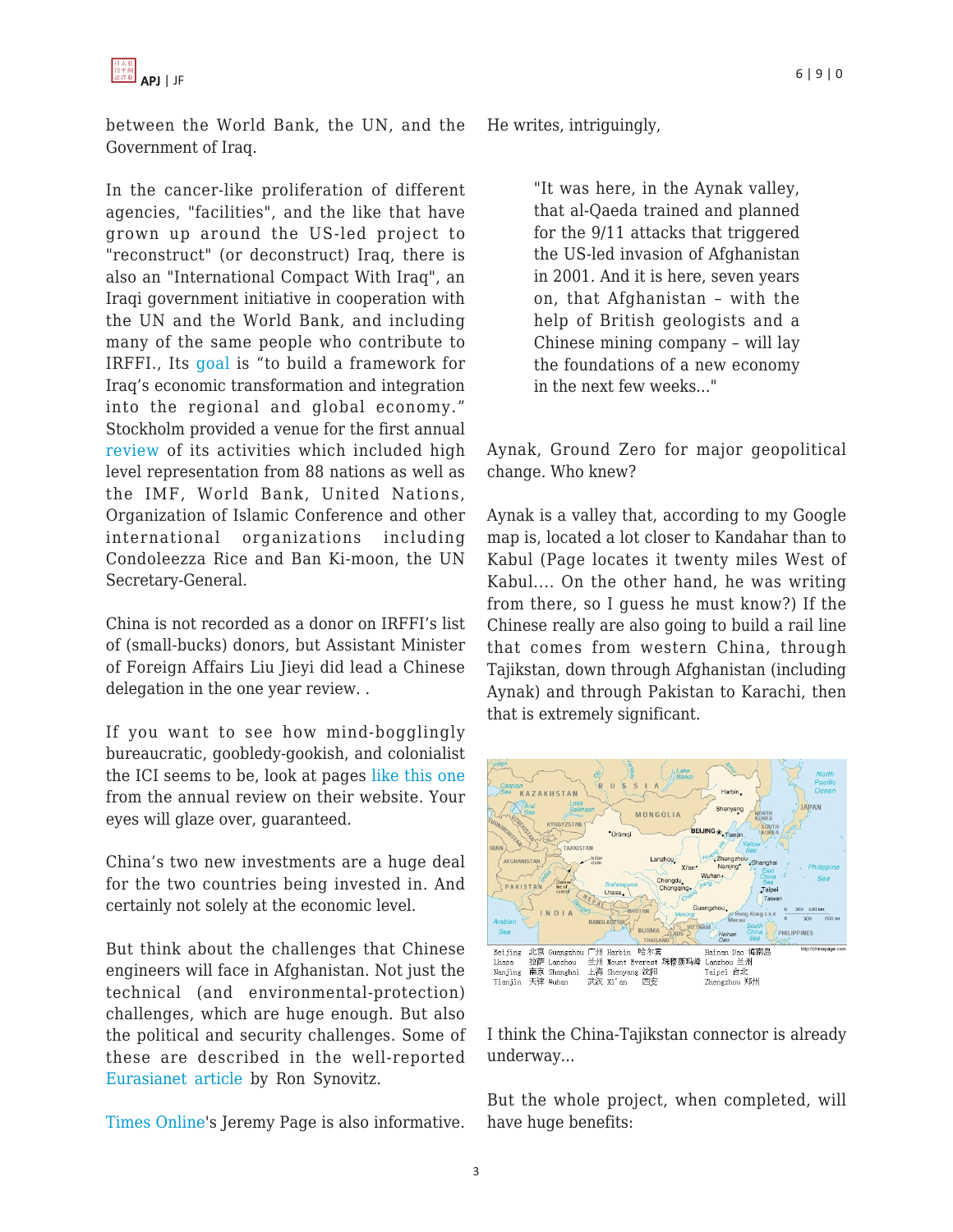between the World Bank, the UN, and the Government of Iraq.

In the cancer-like proliferation of different agencies, "facilities", and the like that have grown up around the US-led project to "reconstruct" (or deconstruct) Iraq, there is also an "International Compact With Iraq", an Iraqi government initiative in cooperation with the UN and the World Bank, and including many of the same people who contribute to IRFFI., Its goal is "to build a framework for Iraq's economic transformation and integration into the regional and global economy." Stockholm provided a venue for the first annual review of its activities which included high level representation from 88 nations as well as the IMF, World Bank, United Nations, Organization of Islamic Conference and other international organizations including Condoleezza Rice and Ban Ki-moon, the UN Secretary-General.

China is not recorded as a donor on IRFFI's list of (small-bucks) donors, but Assistant Minister of Foreign Affairs Liu Jieyi did lead a Chinese delegation in the one year review. .

If you want to see how mind-bogglingly bureaucratic, goobledy-gookish, and colonialist the ICI seems to be, look at pages like this one from the annual review on their website. Your eyes will glaze over, guaranteed.

China's two new investments are a huge deal for the two countries being invested in. And certainly not solely at the economic level.

But think about the challenges that Chinese engineers will face in Afghanistan. Not just the technical (and environmental-protection) challenges, which are huge enough. But also the political and security challenges. Some of these are described in the well-reported Eurasianet article by Ron Synovitz.

Times Online's Jeremy Page is also informative. He writes, intriguingly,

> "It was here, in the Aynak valley, that al-Qaeda trained and planned for the 9/11 attacks that triggered the US-led invasion of Afghanistan in 2001. And it is here, seven years on, that Afghanistan – with the help of British geologists and a Chinese mining company – will lay the foundations of a new economy in the next few weeks..."

Aynak, Ground Zero for major geopolitical change. Who knew?

Aynak is a valley that, according to my Google map is, located a lot closer to Kandahar than to Kabul (Page locates it twenty miles West of Kabul.... On the other hand, he was writing from there, so I guess he must know?) If the Chinese really are also going to build a rail line that comes from western China, through Tajikstan, down through Afghanistan (including Aynak) and through Pakistan to Karachi, then that is extremely significant.

I think the China-Tajikstan connector is already underway...

But the whole project, when completed, will have huge benefits: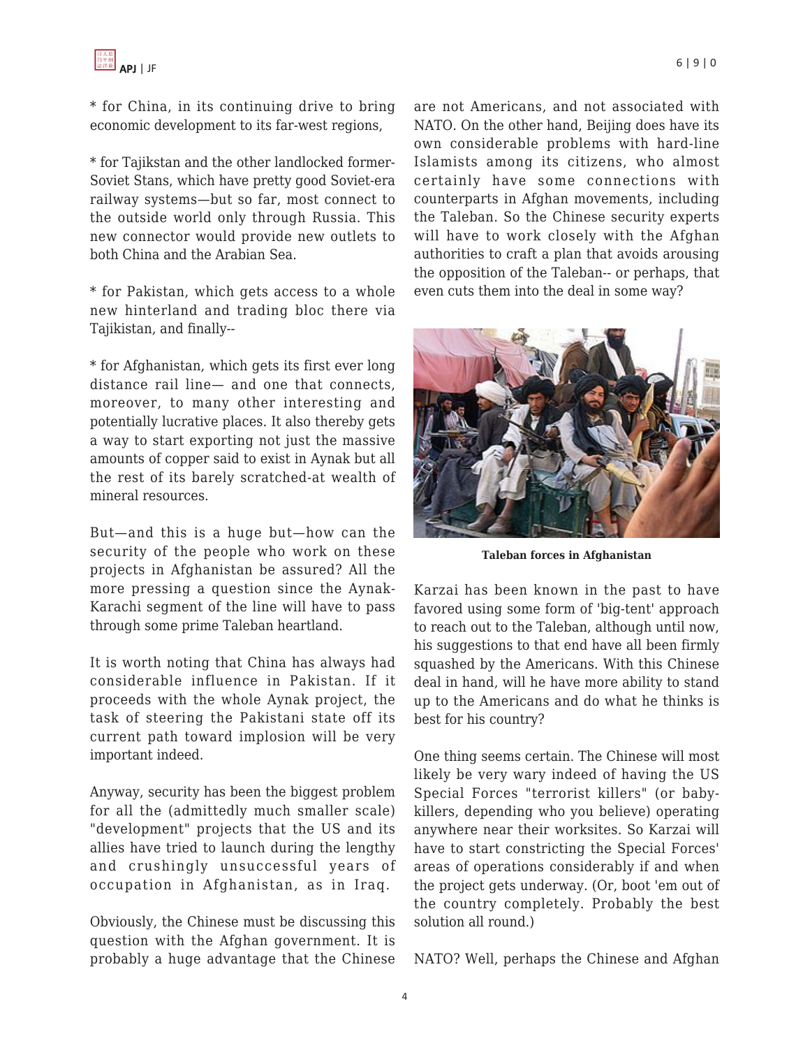* for China, in its continuing drive to bring economic development to its far-west regions,

* for Tajikstan and the other landlocked former-Soviet Stans, which have pretty good Soviet-era railway systems—but so far, most connect to the outside world only through Russia. This new connector would provide new outlets to both China and the Arabian Sea.

* for Pakistan, which gets access to a whole new hinterland and trading bloc there via Tajikistan, and finally--

* for Afghanistan, which gets its first ever long distance rail line— and one that connects, moreover, to many other interesting and potentially lucrative places. It also thereby gets a way to start exporting not just the massive amounts of copper said to exist in Aynak but all the rest of its barely scratched-at wealth of mineral resources.

But—and this is a huge but—how can the security of the people who work on these projects in Afghanistan be assured? All the more pressing a question since the Aynak-Karachi segment of the line will have to pass through some prime Taleban heartland.

It is worth noting that China has always had considerable influence in Pakistan. If it proceeds with the whole Aynak project, the task of steering the Pakistani state off its current path toward implosion will be very important indeed.

Anyway, security has been the biggest problem for all the (admittedly much smaller scale) "development" projects that the US and its allies have tried to launch during the lengthy and crushingly unsuccessful years of occupation in Afghanistan, as in Iraq.

Obviously, the Chinese must be discussing this question with the Afghan government. It is probably a huge advantage that the Chinese are not Americans, and not associated with NATO. On the other hand, Beijing does have its own considerable problems with hard-line Islamists among its citizens, who almost certainly have some connections with counterparts in Afghan movements, including the Taleban. So the Chinese security experts will have to work closely with the Afghan authorities to craft a plan that avoids arousing the opposition of the Taleban-- or perhaps, that even cuts them into the deal in some way?

**Taleban forces in Afghanistan**

Karzai has been known in the past to have favored using some form of 'big-tent' approach to reach out to the Taleban, although until now, his suggestions to that end have all been firmly squashed by the Americans. With this Chinese deal in hand, will he have more ability to stand up to the Americans and do what he thinks is best for his country?

One thing seems certain. The Chinese will most likely be very wary indeed of having the US Special Forces "terrorist killers" (or baby-killers, depending who you believe) operating anywhere near their worksites. So Karzai will have to start constricting the Special Forces' areas of operations considerably if and when the project gets underway. (Or, boot 'em out of the country completely. Probably the best solution all round.)

NATO? Well, perhaps the Chinese and Afghan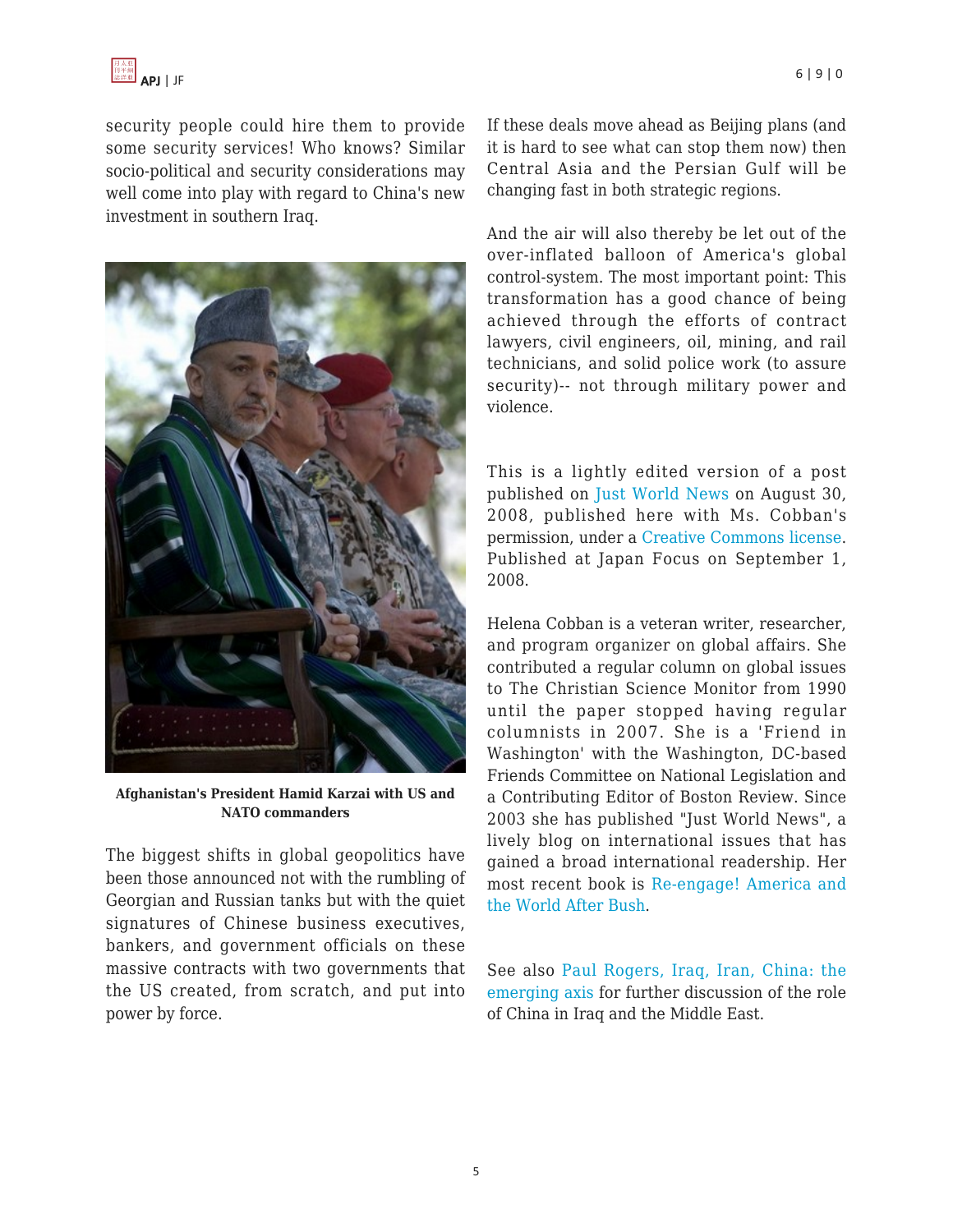security people could hire them to provide some security services! Who knows? Similar socio-political and security considerations may well come into play with regard to China's new investment in southern Iraq.

**Afghanistan's President Hamid Karzai with US and NATO commanders**

The biggest shifts in global geopolitics have been those announced not with the rumbling of Georgian and Russian tanks but with the quiet signatures of Chinese business executives, bankers, and government officials on these massive contracts with two governments that the US created, from scratch, and put into power by force.

If these deals move ahead as Beijing plans (and it is hard to see what can stop them now) then Central Asia and the Persian Gulf will be changing fast in both strategic regions.

And the air will also thereby be let out of the over-inflated balloon of America's global control-system. The most important point: This transformation has a good chance of being achieved through the efforts of contract lawyers, civil engineers, oil, mining, and rail technicians, and solid police work (to assure security)-- not through military power and violence.

This is a lightly edited version of a post published on Just World News on August 30, 2008, published here with Ms. Cobban's permission, under a Creative Commons license. Published at Japan Focus on September 1, 2008.

Helena Cobban is a veteran writer, researcher, and program organizer on global affairs. She contributed a regular column on global issues to The Christian Science Monitor from 1990 until the paper stopped having regular columnists in 2007. She is a 'Friend in Washington' with the Washington, DC-based Friends Committee on National Legislation and a Contributing Editor of Boston Review. Since 2003 she has published "Just World News", a lively blog on international issues that has gained a broad international readership. Her most recent book is Re-engage! America and the World After Bush.

See also Paul Rogers, Iraq, Iran, China: the emerging axis for further discussion of the role of China in Iraq and the Middle East.